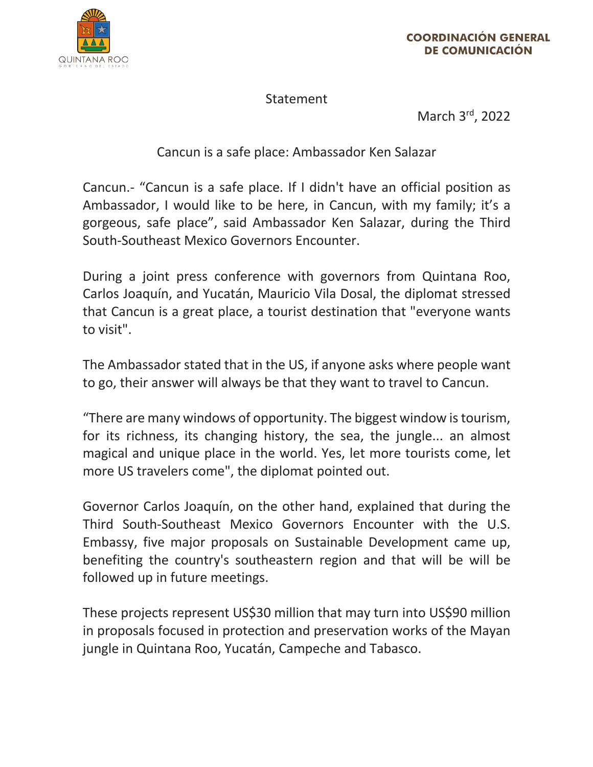QUINTANA ROO
GOBIERNO DEL ESTADO

COORDINACIÓN GENERAL
DE COMUNICACIÓN

Statement

March 3rd, 2022

# Cancun is a safe place: Ambassador Ken Salazar

Cancun.- "Cancun is a safe place. If I didn't have an official position as Ambassador, I would like to be here, in Cancun, with my family; it's a gorgeous, safe place", said Ambassador Ken Salazar, during the Third South-Southeast Mexico Governors Encounter.

During a joint press conference with governors from Quintana Roo, Carlos Joaquín, and Yucatán, Mauricio Vila Dosal, the diplomat stressed that Cancun is a great place, a tourist destination that "everyone wants to visit".

The Ambassador stated that in the US, if anyone asks where people want to go, their answer will always be that they want to travel to Cancun.

"There are many windows of opportunity. The biggest window is tourism, for its richness, its changing history, the sea, the jungle... an almost magical and unique place in the world. Yes, let more tourists come, let more US travelers come", the diplomat pointed out.

Governor Carlos Joaquín, on the other hand, explained that during the Third South-Southeast Mexico Governors Encounter with the U.S. Embassy, five major proposals on Sustainable Development came up, benefiting the country's southeastern region and that will be will be followed up in future meetings.

These projects represent US$30 million that may turn into US$90 million in proposals focused in protection and preservation works of the Mayan jungle in Quintana Roo, Yucatán, Campeche and Tabasco.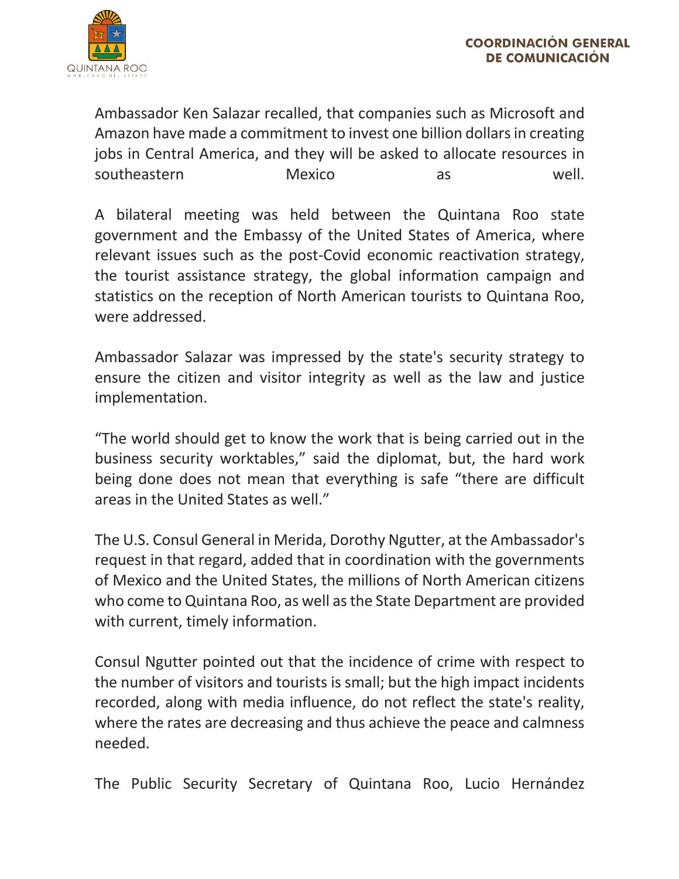Ambassador Ken Salazar recalled, that companies such as Microsoft and Amazon have made a commitment to invest one billion dollars in creating jobs in Central America, and they will be asked to allocate resources in southeastern Mexico as well.

A bilateral meeting was held between the Quintana Roo state government and the Embassy of the United States of America, where relevant issues such as the post-Covid economic reactivation strategy, the tourist assistance strategy, the global information campaign and statistics on the reception of North American tourists to Quintana Roo, were addressed.

Ambassador Salazar was impressed by the state's security strategy to ensure the citizen and visitor integrity as well as the law and justice implementation.

"The world should get to know the work that is being carried out in the business security worktables," said the diplomat, but, the hard work being done does not mean that everything is safe "there are difficult areas in the United States as well."

The U.S. Consul General in Merida, Dorothy Ngutter, at the Ambassador's request in that regard, added that in coordination with the governments of Mexico and the United States, the millions of North American citizens who come to Quintana Roo, as well as the State Department are provided with current, timely information.

Consul Ngutter pointed out that the incidence of crime with respect to the number of visitors and tourists is small; but the high impact incidents recorded, along with media influence, do not reflect the state's reality, where the rates are decreasing and thus achieve the peace and calmness needed.

The Public Security Secretary of Quintana Roo, Lucio Hernández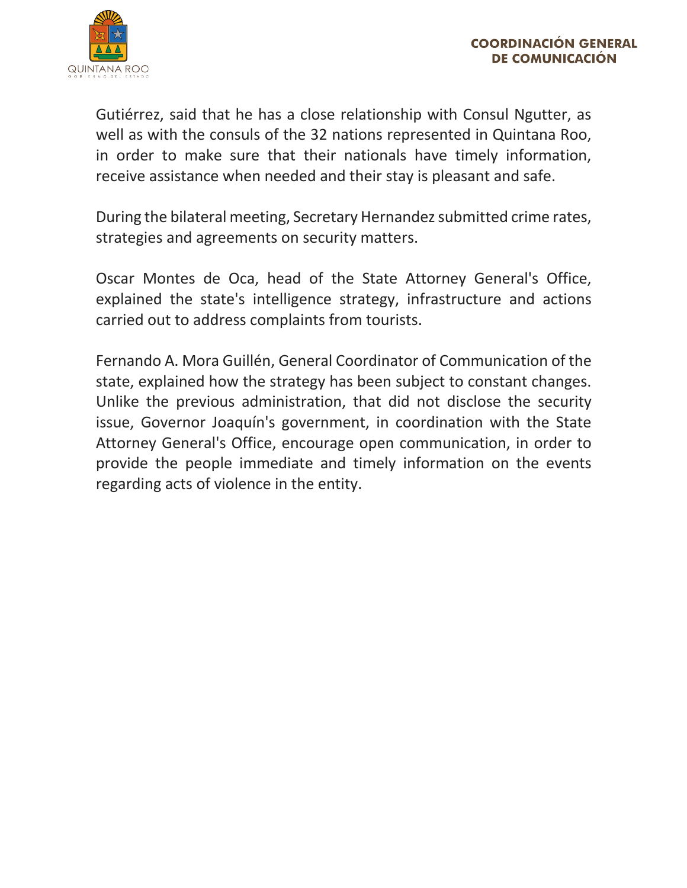Gutiérrez, said that he has a close relationship with Consul Ngutter, as well as with the consuls of the 32 nations represented in Quintana Roo, in order to make sure that their nationals have timely information, receive assistance when needed and their stay is pleasant and safe.

During the bilateral meeting, Secretary Hernandez submitted crime rates, strategies and agreements on security matters.

Oscar Montes de Oca, head of the State Attorney General's Office, explained the state's intelligence strategy, infrastructure and actions carried out to address complaints from tourists.

Fernando A. Mora Guillén, General Coordinator of Communication of the state, explained how the strategy has been subject to constant changes. Unlike the previous administration, that did not disclose the security issue, Governor Joaquín's government, in coordination with the State Attorney General's Office, encourage open communication, in order to provide the people immediate and timely information on the events regarding acts of violence in the entity.